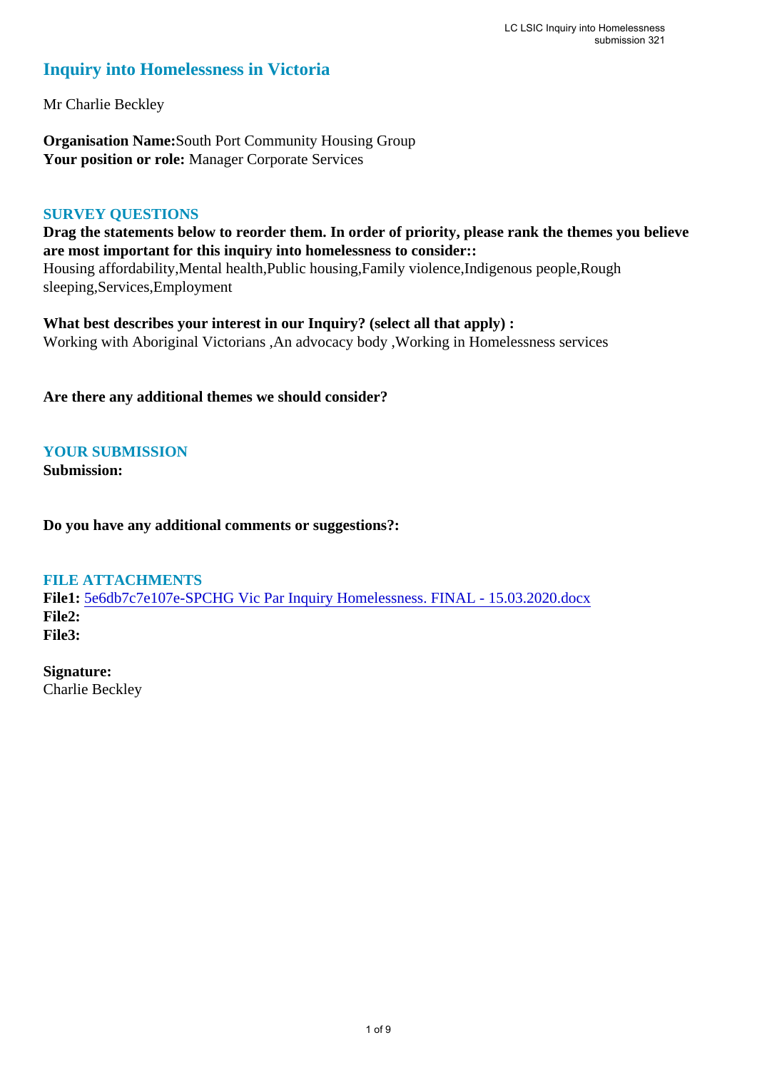# Inquiry into Homelessness in Victoria

Mr Charlie Beckley

**Organisation Name:** South Port Community Housing Group
**Your position or role:** Manager Corporate Services

## SURVEY QUESTIONS

**Drag the statements below to reorder them. In order of priority, please rank the themes you believe are most important for this inquiry into homelessness to consider::**
Housing affordability,Mental health,Public housing,Family violence,Indigenous people,Rough sleeping,Services,Employment

**What best describes your interest in our Inquiry? (select all that apply) :**
Working with Aboriginal Victorians ,An advocacy body ,Working in Homelessness services

**Are there any additional themes we should consider?**

## YOUR SUBMISSION

**Submission:**

**Do you have any additional comments or suggestions?:**

## FILE ATTACHMENTS

**File1:** 5e6db7c7e107e-SPCHG Vic Par Inquiry Homelessness. FINAL - 15.03.2020.docx
**File2:**
**File3:**

**Signature:**
Charlie Beckley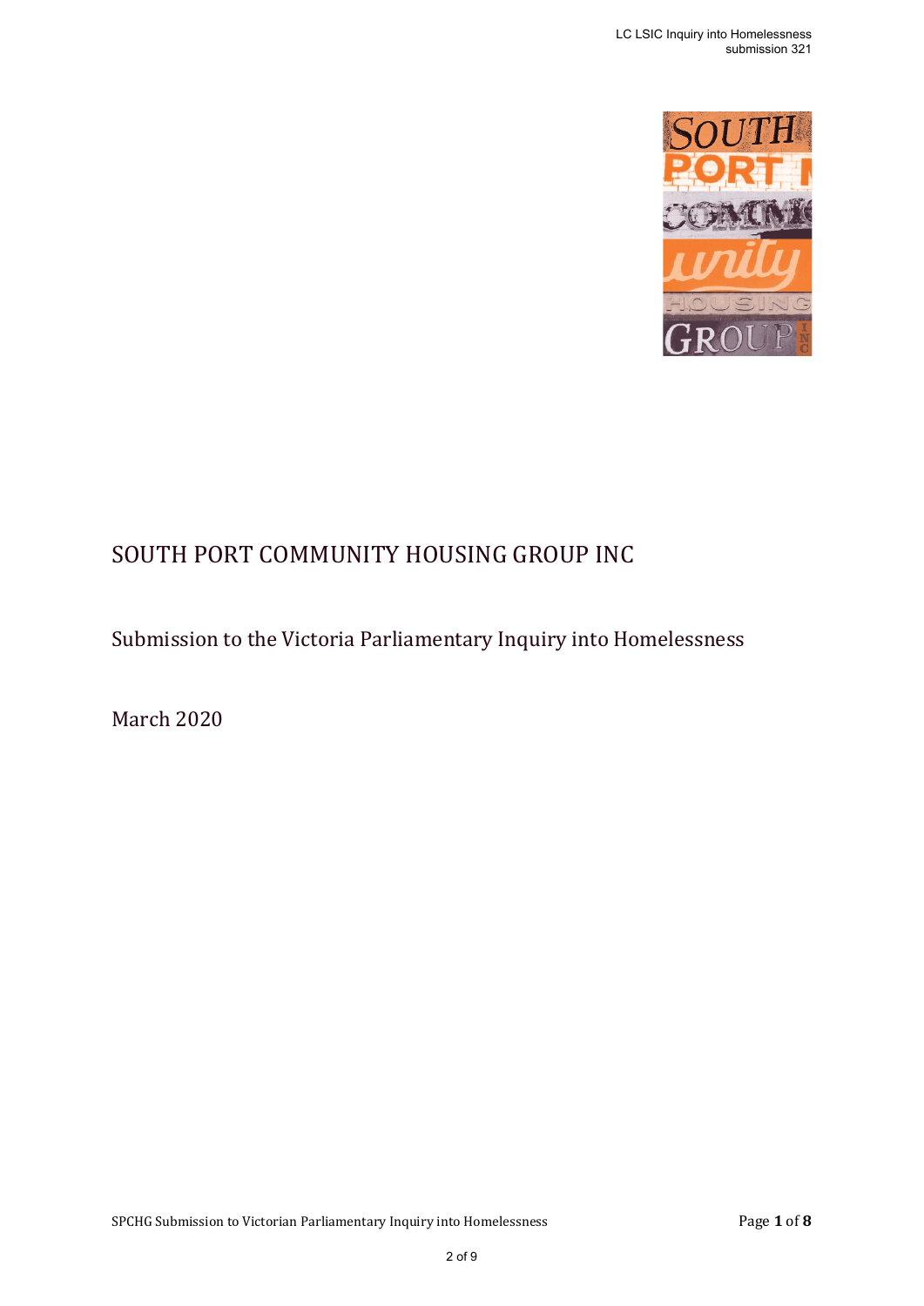# SOUTH PORT COMMUNITY HOUSING GROUP INC

## Submission to the Victoria Parliamentary Inquiry into Homelessness

March 2020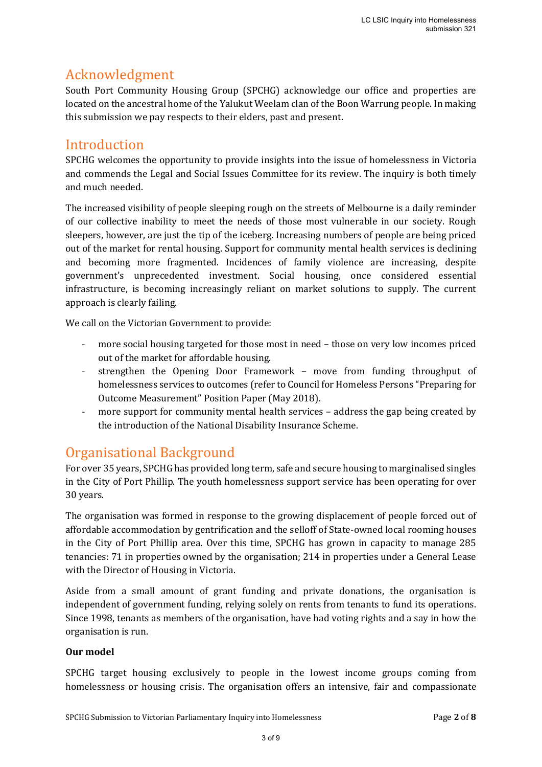## Acknowledgment

South Port Community Housing Group (SPCHG) acknowledge our office and properties are located on the ancestral home of the Yalukut Weelam clan of the Boon Warrung people. In making this submission we pay respects to their elders, past and present.

## Introduction

SPCHG welcomes the opportunity to provide insights into the issue of homelessness in Victoria and commends the Legal and Social Issues Committee for its review. The inquiry is both timely and much needed.

The increased visibility of people sleeping rough on the streets of Melbourne is a daily reminder of our collective inability to meet the needs of those most vulnerable in our society. Rough sleepers, however, are just the tip of the iceberg. Increasing numbers of people are being priced out of the market for rental housing. Support for community mental health services is declining and becoming more fragmented. Incidences of family violence are increasing, despite government's unprecedented investment. Social housing, once considered essential infrastructure, is becoming increasingly reliant on market solutions to supply. The current approach is clearly failing.

We call on the Victorian Government to provide:

- more social housing targeted for those most in need – those on very low incomes priced out of the market for affordable housing.
- strengthen the Opening Door Framework – move from funding throughput of homelessness services to outcomes (refer to Council for Homeless Persons "Preparing for Outcome Measurement" Position Paper (May 2018).
- more support for community mental health services – address the gap being created by the introduction of the National Disability Insurance Scheme.

## Organisational Background

For over 35 years, SPCHG has provided long term, safe and secure housing to marginalised singles in the City of Port Phillip. The youth homelessness support service has been operating for over 30 years.

The organisation was formed in response to the growing displacement of people forced out of affordable accommodation by gentrification and the selloff of State-owned local rooming houses in the City of Port Phillip area. Over this time, SPCHG has grown in capacity to manage 285 tenancies: 71 in properties owned by the organisation; 214 in properties under a General Lease with the Director of Housing in Victoria.

Aside from a small amount of grant funding and private donations, the organisation is independent of government funding, relying solely on rents from tenants to fund its operations. Since 1998, tenants as members of the organisation, have had voting rights and a say in how the organisation is run.

**Our model**

SPCHG target housing exclusively to people in the lowest income groups coming from homelessness or housing crisis. The organisation offers an intensive, fair and compassionate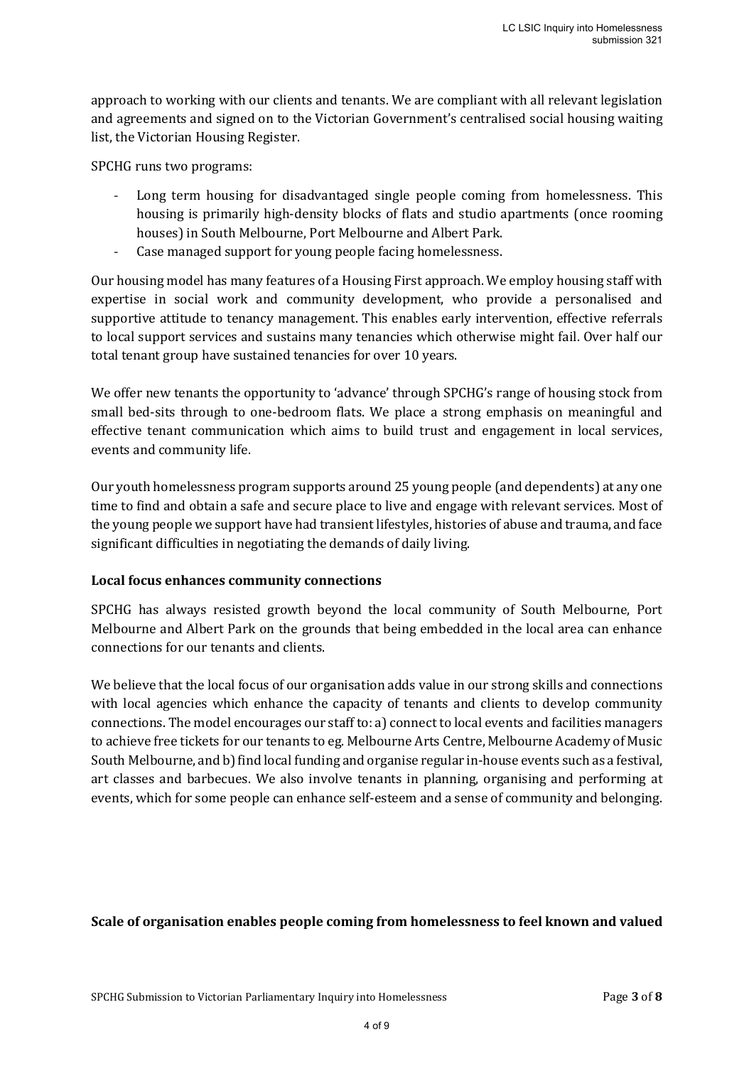approach to working with our clients and tenants. We are compliant with all relevant legislation and agreements and signed on to the Victorian Government's centralised social housing waiting list, the Victorian Housing Register.

SPCHG runs two programs:

- Long term housing for disadvantaged single people coming from homelessness. This housing is primarily high-density blocks of flats and studio apartments (once rooming houses) in South Melbourne, Port Melbourne and Albert Park.
- Case managed support for young people facing homelessness.

Our housing model has many features of a Housing First approach. We employ housing staff with expertise in social work and community development, who provide a personalised and supportive attitude to tenancy management. This enables early intervention, effective referrals to local support services and sustains many tenancies which otherwise might fail. Over half our total tenant group have sustained tenancies for over 10 years.

We offer new tenants the opportunity to 'advance' through SPCHG's range of housing stock from small bed-sits through to one-bedroom flats. We place a strong emphasis on meaningful and effective tenant communication which aims to build trust and engagement in local services, events and community life.

Our youth homelessness program supports around 25 young people (and dependents) at any one time to find and obtain a safe and secure place to live and engage with relevant services. Most of the young people we support have had transient lifestyles, histories of abuse and trauma, and face significant difficulties in negotiating the demands of daily living.

**Local focus enhances community connections**

SPCHG has always resisted growth beyond the local community of South Melbourne, Port Melbourne and Albert Park on the grounds that being embedded in the local area can enhance connections for our tenants and clients.

We believe that the local focus of our organisation adds value in our strong skills and connections with local agencies which enhance the capacity of tenants and clients to develop community connections. The model encourages our staff to: a) connect to local events and facilities managers to achieve free tickets for our tenants to eg. Melbourne Arts Centre, Melbourne Academy of Music South Melbourne, and b) find local funding and organise regular in-house events such as a festival, art classes and barbecues. We also involve tenants in planning, organising and performing at events, which for some people can enhance self-esteem and a sense of community and belonging.

**Scale of organisation enables people coming from homelessness to feel known and valued**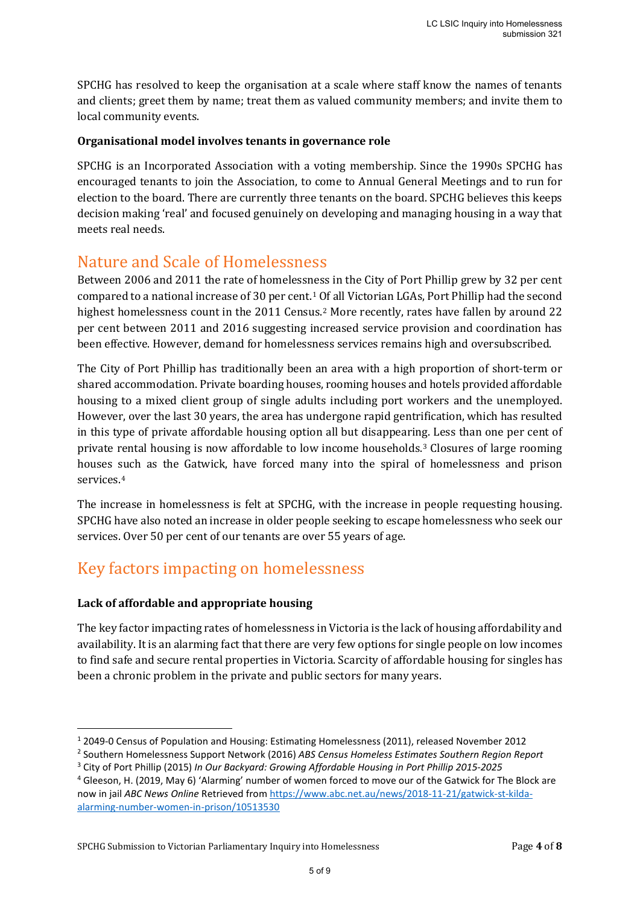SPCHG has resolved to keep the organisation at a scale where staff know the names of tenants and clients; greet them by name; treat them as valued community members; and invite them to local community events.

**Organisational model involves tenants in governance role**

SPCHG is an Incorporated Association with a voting membership. Since the 1990s SPCHG has encouraged tenants to join the Association, to come to Annual General Meetings and to run for election to the board. There are currently three tenants on the board. SPCHG believes this keeps decision making 'real' and focused genuinely on developing and managing housing in a way that meets real needs.

## Nature and Scale of Homelessness

Between 2006 and 2011 the rate of homelessness in the City of Port Phillip grew by 32 per cent compared to a national increase of 30 per cent.[1] Of all Victorian LGAs, Port Phillip had the second highest homelessness count in the 2011 Census.[2] More recently, rates have fallen by around 22 per cent between 2011 and 2016 suggesting increased service provision and coordination has been effective. However, demand for homelessness services remains high and oversubscribed.

The City of Port Phillip has traditionally been an area with a high proportion of short-term or shared accommodation. Private boarding houses, rooming houses and hotels provided affordable housing to a mixed client group of single adults including port workers and the unemployed. However, over the last 30 years, the area has undergone rapid gentrification, which has resulted in this type of private affordable housing option all but disappearing. Less than one per cent of private rental housing is now affordable to low income households.[3] Closures of large rooming houses such as the Gatwick, have forced many into the spiral of homelessness and prison services.[4]

The increase in homelessness is felt at SPCHG, with the increase in people requesting housing. SPCHG have also noted an increase in older people seeking to escape homelessness who seek our services. Over 50 per cent of our tenants are over 55 years of age.

## Key factors impacting on homelessness

**Lack of affordable and appropriate housing**

The key factor impacting rates of homelessness in Victoria is the lack of housing affordability and availability. It is an alarming fact that there are very few options for single people on low incomes to find safe and secure rental properties in Victoria. Scarcity of affordable housing for singles has been a chronic problem in the private and public sectors for many years.

---

[1] 2049-0 Census of Population and Housing: Estimating Homelessness (2011), released November 2012

[2] Southern Homelessness Support Network (2016) *ABS Census Homeless Estimates Southern Region Report*

[3] City of Port Phillip (2015) *In Our Backyard: Growing Affordable Housing in Port Phillip 2015-2025*

[4] Gleeson, H. (2019, May 6) 'Alarming' number of women forced to move our of the Gatwick for The Block are now in jail *ABC News Online* Retrieved from https://www.abc.net.au/news/2018-11-21/gatwick-st-kilda-alarming-number-women-in-prison/10513530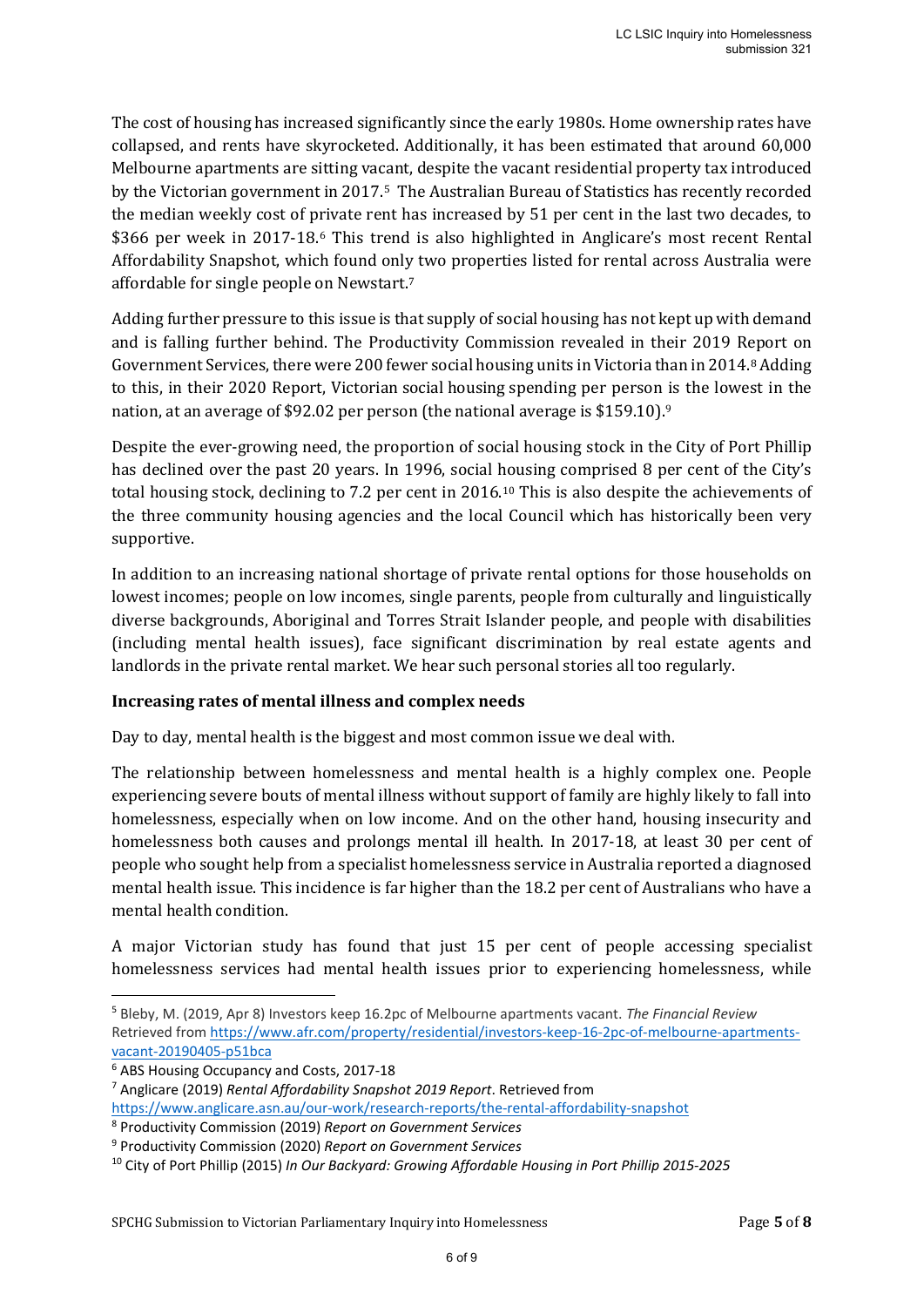The cost of housing has increased significantly since the early 1980s. Home ownership rates have collapsed, and rents have skyrocketed. Additionally, it has been estimated that around 60,000 Melbourne apartments are sitting vacant, despite the vacant residential property tax introduced by the Victorian government in 2017.[5] The Australian Bureau of Statistics has recently recorded the median weekly cost of private rent has increased by 51 per cent in the last two decades, to $366 per week in 2017-18.[6] This trend is also highlighted in Anglicare's most recent Rental Affordability Snapshot, which found only two properties listed for rental across Australia were affordable for single people on Newstart.[7]

Adding further pressure to this issue is that supply of social housing has not kept up with demand and is falling further behind. The Productivity Commission revealed in their 2019 Report on Government Services, there were 200 fewer social housing units in Victoria than in 2014.[8] Adding to this, in their 2020 Report, Victorian social housing spending per person is the lowest in the nation, at an average of $92.02 per person (the national average is $159.10).[9]

Despite the ever-growing need, the proportion of social housing stock in the City of Port Phillip has declined over the past 20 years. In 1996, social housing comprised 8 per cent of the City's total housing stock, declining to 7.2 per cent in 2016.[10] This is also despite the achievements of the three community housing agencies and the local Council which has historically been very supportive.

In addition to an increasing national shortage of private rental options for those households on lowest incomes; people on low incomes, single parents, people from culturally and linguistically diverse backgrounds, Aboriginal and Torres Strait Islander people, and people with disabilities (including mental health issues), face significant discrimination by real estate agents and landlords in the private rental market. We hear such personal stories all too regularly.

**Increasing rates of mental illness and complex needs**

Day to day, mental health is the biggest and most common issue we deal with.

The relationship between homelessness and mental health is a highly complex one. People experiencing severe bouts of mental illness without support of family are highly likely to fall into homelessness, especially when on low income. And on the other hand, housing insecurity and homelessness both causes and prolongs mental ill health. In 2017-18, at least 30 per cent of people who sought help from a specialist homelessness service in Australia reported a diagnosed mental health issue. This incidence is far higher than the 18.2 per cent of Australians who have a mental health condition.

A major Victorian study has found that just 15 per cent of people accessing specialist homelessness services had mental health issues prior to experiencing homelessness, while

---

[5] Bleby, M. (2019, Apr 8) Investors keep 16.2pc of Melbourne apartments vacant. *The Financial Review* Retrieved from https://www.afr.com/property/residential/investors-keep-16-2pc-of-melbourne-apartments-vacant-20190405-p51bca

[6] ABS Housing Occupancy and Costs, 2017-18

[7] Anglicare (2019) *Rental Affordability Snapshot 2019 Report*. Retrieved from https://www.anglicare.asn.au/our-work/research-reports/the-rental-affordability-snapshot

[8] Productivity Commission (2019) *Report on Government Services*

[9] Productivity Commission (2020) *Report on Government Services*

[10] City of Port Phillip (2015) *In Our Backyard: Growing Affordable Housing in Port Phillip 2015-2025*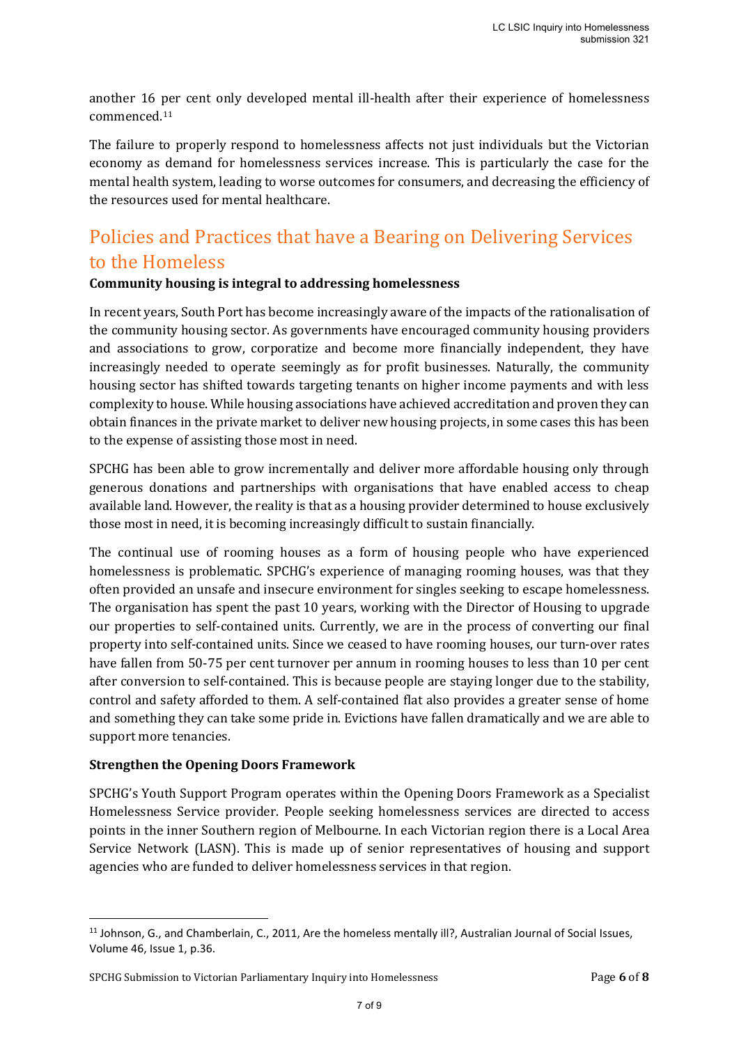another 16 per cent only developed mental ill-health after their experience of homelessness commenced.[11]

The failure to properly respond to homelessness affects not just individuals but the Victorian economy as demand for homelessness services increase. This is particularly the case for the mental health system, leading to worse outcomes for consumers, and decreasing the efficiency of the resources used for mental healthcare.

## Policies and Practices that have a Bearing on Delivering Services to the Homeless

**Community housing is integral to addressing homelessness**

In recent years, South Port has become increasingly aware of the impacts of the rationalisation of the community housing sector. As governments have encouraged community housing providers and associations to grow, corporatize and become more financially independent, they have increasingly needed to operate seemingly as for profit businesses. Naturally, the community housing sector has shifted towards targeting tenants on higher income payments and with less complexity to house. While housing associations have achieved accreditation and proven they can obtain finances in the private market to deliver new housing projects, in some cases this has been to the expense of assisting those most in need.

SPCHG has been able to grow incrementally and deliver more affordable housing only through generous donations and partnerships with organisations that have enabled access to cheap available land. However, the reality is that as a housing provider determined to house exclusively those most in need, it is becoming increasingly difficult to sustain financially.

The continual use of rooming houses as a form of housing people who have experienced homelessness is problematic. SPCHG's experience of managing rooming houses, was that they often provided an unsafe and insecure environment for singles seeking to escape homelessness. The organisation has spent the past 10 years, working with the Director of Housing to upgrade our properties to self-contained units. Currently, we are in the process of converting our final property into self-contained units. Since we ceased to have rooming houses, our turn-over rates have fallen from 50-75 per cent turnover per annum in rooming houses to less than 10 per cent after conversion to self-contained. This is because people are staying longer due to the stability, control and safety afforded to them. A self-contained flat also provides a greater sense of home and something they can take some pride in. Evictions have fallen dramatically and we are able to support more tenancies.

**Strengthen the Opening Doors Framework**

SPCHG's Youth Support Program operates within the Opening Doors Framework as a Specialist Homelessness Service provider. People seeking homelessness services are directed to access points in the inner Southern region of Melbourne. In each Victorian region there is a Local Area Service Network (LASN). This is made up of senior representatives of housing and support agencies who are funded to deliver homelessness services in that region.

---

[11] Johnson, G., and Chamberlain, C., 2011, Are the homeless mentally ill?, Australian Journal of Social Issues, Volume 46, Issue 1, p.36.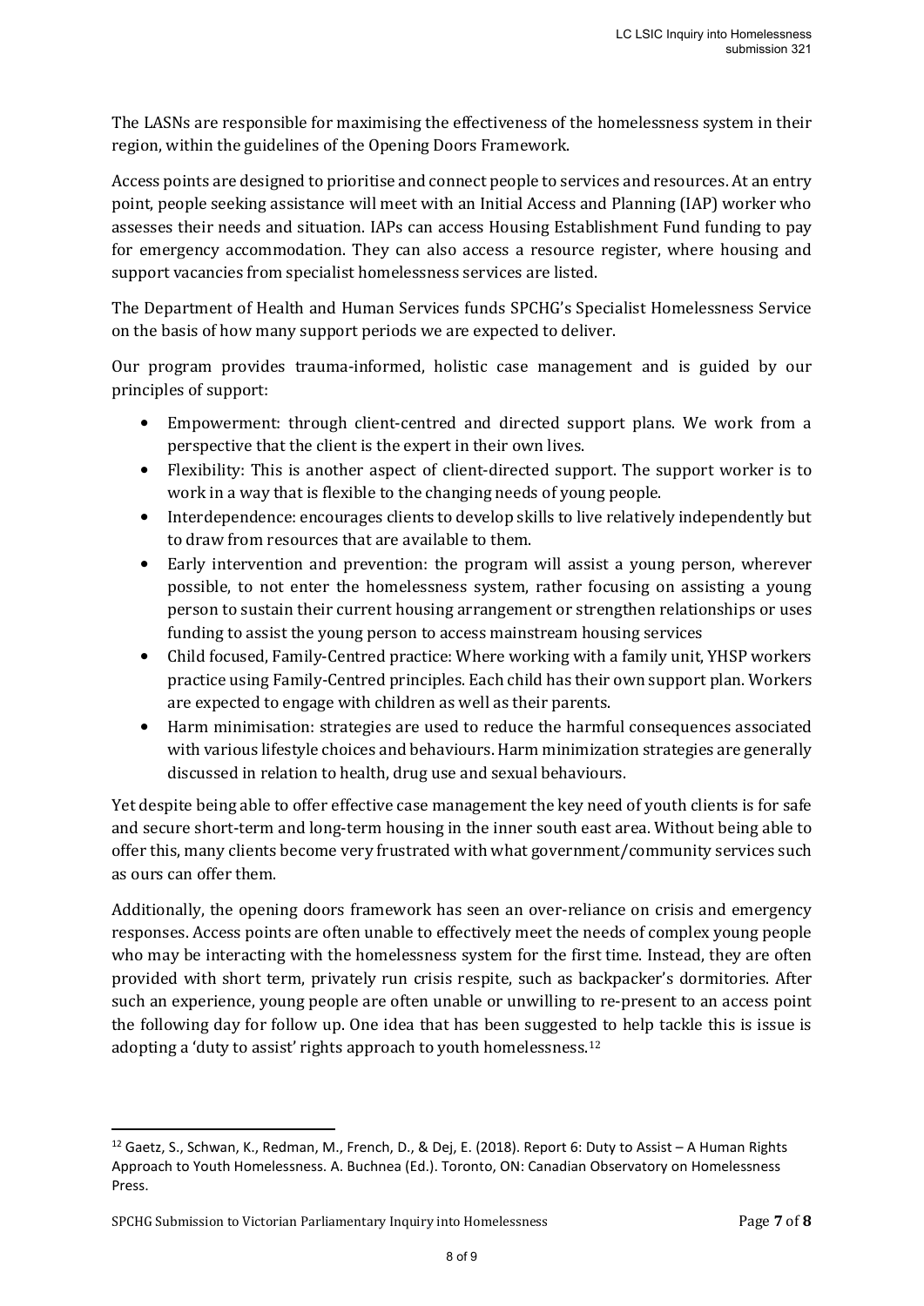The LASNs are responsible for maximising the effectiveness of the homelessness system in their region, within the guidelines of the Opening Doors Framework.

Access points are designed to prioritise and connect people to services and resources. At an entry point, people seeking assistance will meet with an Initial Access and Planning (IAP) worker who assesses their needs and situation. IAPs can access Housing Establishment Fund funding to pay for emergency accommodation. They can also access a resource register, where housing and support vacancies from specialist homelessness services are listed.

The Department of Health and Human Services funds SPCHG's Specialist Homelessness Service on the basis of how many support periods we are expected to deliver.

Our program provides trauma-informed, holistic case management and is guided by our principles of support:

- Empowerment: through client-centred and directed support plans. We work from a perspective that the client is the expert in their own lives.
- Flexibility: This is another aspect of client-directed support. The support worker is to work in a way that is flexible to the changing needs of young people.
- Interdependence: encourages clients to develop skills to live relatively independently but to draw from resources that are available to them.
- Early intervention and prevention: the program will assist a young person, wherever possible, to not enter the homelessness system, rather focusing on assisting a young person to sustain their current housing arrangement or strengthen relationships or uses funding to assist the young person to access mainstream housing services
- Child focused, Family-Centred practice: Where working with a family unit, YHSP workers practice using Family-Centred principles. Each child has their own support plan. Workers are expected to engage with children as well as their parents.
- Harm minimisation: strategies are used to reduce the harmful consequences associated with various lifestyle choices and behaviours. Harm minimization strategies are generally discussed in relation to health, drug use and sexual behaviours.

Yet despite being able to offer effective case management the key need of youth clients is for safe and secure short-term and long-term housing in the inner south east area. Without being able to offer this, many clients become very frustrated with what government/community services such as ours can offer them.

Additionally, the opening doors framework has seen an over-reliance on crisis and emergency responses. Access points are often unable to effectively meet the needs of complex young people who may be interacting with the homelessness system for the first time. Instead, they are often provided with short term, privately run crisis respite, such as backpacker's dormitories. After such an experience, young people are often unable or unwilling to re-present to an access point the following day for follow up. One idea that has been suggested to help tackle this is issue is adopting a 'duty to assist' rights approach to youth homelessness.[12]

---

[12] Gaetz, S., Schwan, K., Redman, M., French, D., & Dej, E. (2018). Report 6: Duty to Assist – A Human Rights Approach to Youth Homelessness. A. Buchnea (Ed.). Toronto, ON: Canadian Observatory on Homelessness Press.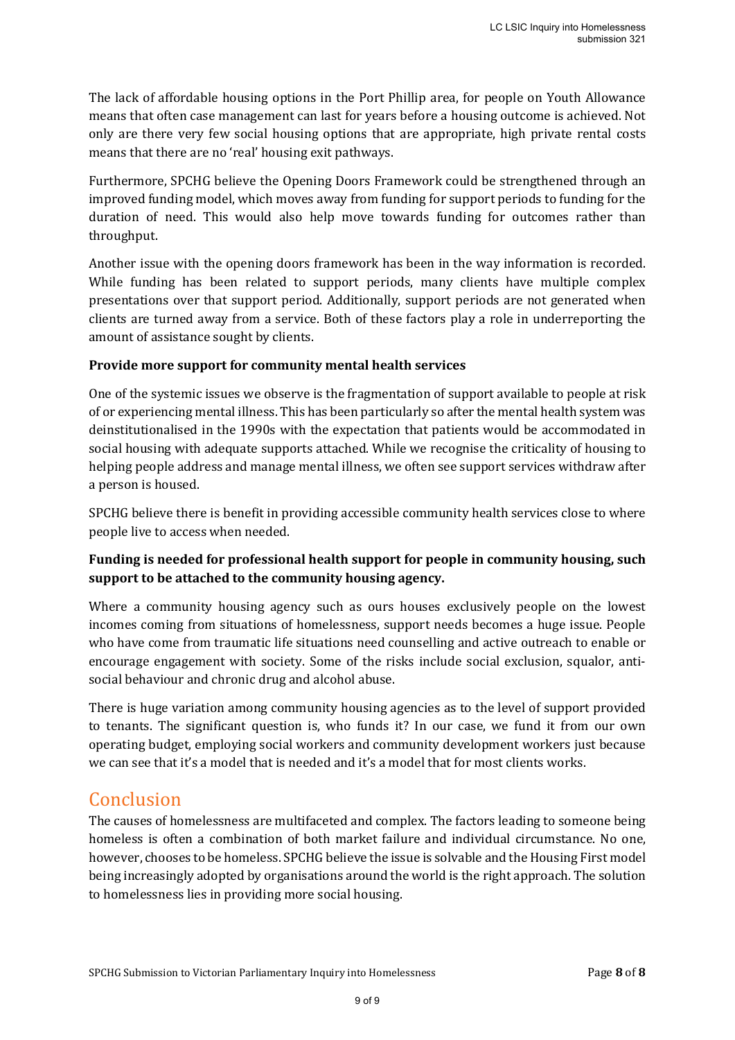The lack of affordable housing options in the Port Phillip area, for people on Youth Allowance means that often case management can last for years before a housing outcome is achieved. Not only are there very few social housing options that are appropriate, high private rental costs means that there are no 'real' housing exit pathways.

Furthermore, SPCHG believe the Opening Doors Framework could be strengthened through an improved funding model, which moves away from funding for support periods to funding for the duration of need. This would also help move towards funding for outcomes rather than throughput.

Another issue with the opening doors framework has been in the way information is recorded. While funding has been related to support periods, many clients have multiple complex presentations over that support period. Additionally, support periods are not generated when clients are turned away from a service. Both of these factors play a role in underreporting the amount of assistance sought by clients.

**Provide more support for community mental health services**

One of the systemic issues we observe is the fragmentation of support available to people at risk of or experiencing mental illness. This has been particularly so after the mental health system was deinstitutionalised in the 1990s with the expectation that patients would be accommodated in social housing with adequate supports attached. While we recognise the criticality of housing to helping people address and manage mental illness, we often see support services withdraw after a person is housed.

SPCHG believe there is benefit in providing accessible community health services close to where people live to access when needed.

**Funding is needed for professional health support for people in community housing, such support to be attached to the community housing agency.**

Where a community housing agency such as ours houses exclusively people on the lowest incomes coming from situations of homelessness, support needs becomes a huge issue. People who have come from traumatic life situations need counselling and active outreach to enable or encourage engagement with society. Some of the risks include social exclusion, squalor, anti-social behaviour and chronic drug and alcohol abuse.

There is huge variation among community housing agencies as to the level of support provided to tenants. The significant question is, who funds it? In our case, we fund it from our own operating budget, employing social workers and community development workers just because we can see that it's a model that is needed and it's a model that for most clients works.

## Conclusion

The causes of homelessness are multifaceted and complex. The factors leading to someone being homeless is often a combination of both market failure and individual circumstance. No one, however, chooses to be homeless. SPCHG believe the issue is solvable and the Housing First model being increasingly adopted by organisations around the world is the right approach. The solution to homelessness lies in providing more social housing.